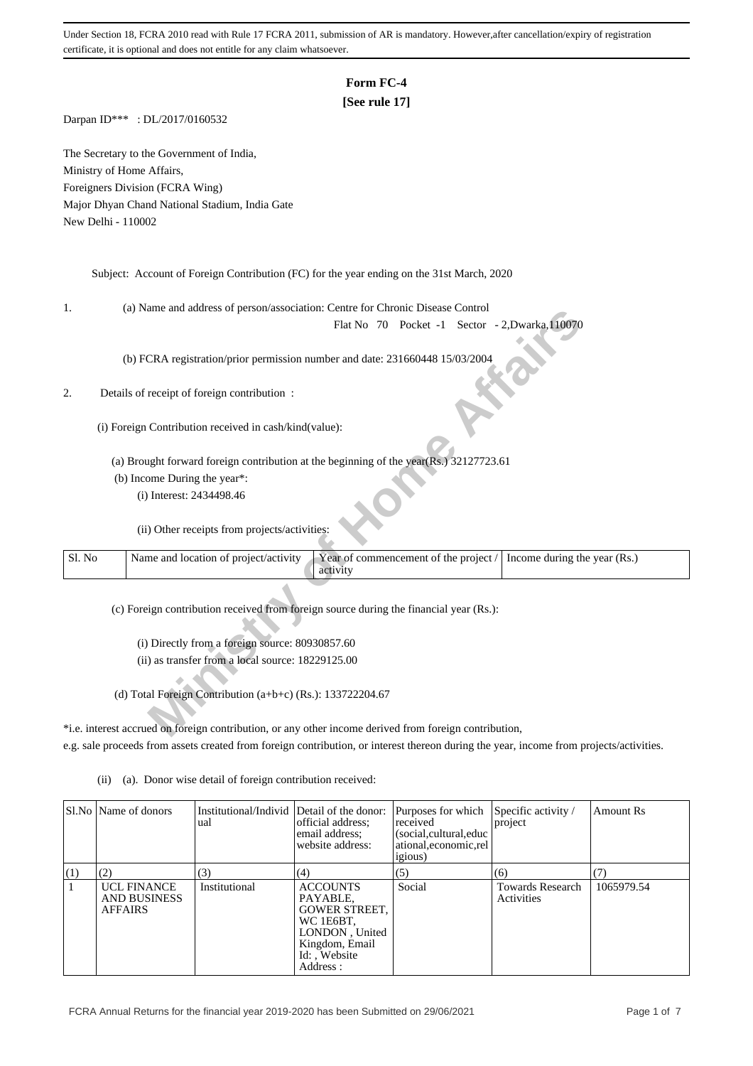Under Section 18, FCRA 2010 read with Rule 17 FCRA 2011, submission of AR is mandatory. However,after cancellation/expiry of registration certificate, it is optional and does not entitle for any claim whatsoever.

# Form FC-4

**[See rule 17]**

Darpan ID*** : DL/2017/0160532

The Secretary to the Government of India,
Ministry of Home Affairs,
Foreigners Division (FCRA Wing)
Major Dhyan Chand National Stadium, India Gate
New Delhi - 110002

Subject: Account of Foreign Contribution (FC) for the year ending on the 31st March, 2020

1. (a) Name and address of person/association: Centre for Chronic Disease Control
Flat No 70 Pocket -1 Sector - 2,Dwarka,110070

(b) FCRA registration/prior permission number and date: 231660448 15/03/2004

2. Details of receipt of foreign contribution :

(i) Foreign Contribution received in cash/kind(value):

(a) Brought forward foreign contribution at the beginning of the year(Rs.) 32127723.61

(b) Income During the year*:

(i) Interest: 2434498.46

(ii) Other receipts from projects/activities:

| Sl. No | Name and location of project/activity | Year of commencement of the project / activity | Income during the year (Rs.) |
|---|---|---|---|

(c) Foreign contribution received from foreign source during the financial year (Rs.):

(i) Directly from a foreign source: 80930857.60

(ii) as transfer from a local source: 18229125.00

(d) Total Foreign Contribution (a+b+c) (Rs.): 133722204.67

*i.e. interest accrued on foreign contribution, or any other income derived from foreign contribution, e.g. sale proceeds from assets created from foreign contribution, or interest thereon during the year, income from projects/activities.

(ii) (a). Donor wise detail of foreign contribution received:

| Sl.No | Name of donors | Institutional/Individual | Detail of the donor: official address; email address; website address: | Purposes for which received (social,cultural,educational,economic,religious) | Specific activity / project | Amount Rs |
|---|---|---|---|---|---|---|
| (1) | (2) | (3) | (4) | (5) | (6) | (7) |
| 1 | UCL FINANCE AND BUSINESS AFFAIRS | Institutional | ACCOUNTS PAYABLE, GOWER STREET, WC 1E6BT, LONDON , United Kingdom, Email Id: , Website Address : | Social | Towards Research Activities | 1065979.54 |

FCRA Annual Returns for the financial year 2019-2020 has been Submitted on 29/06/2021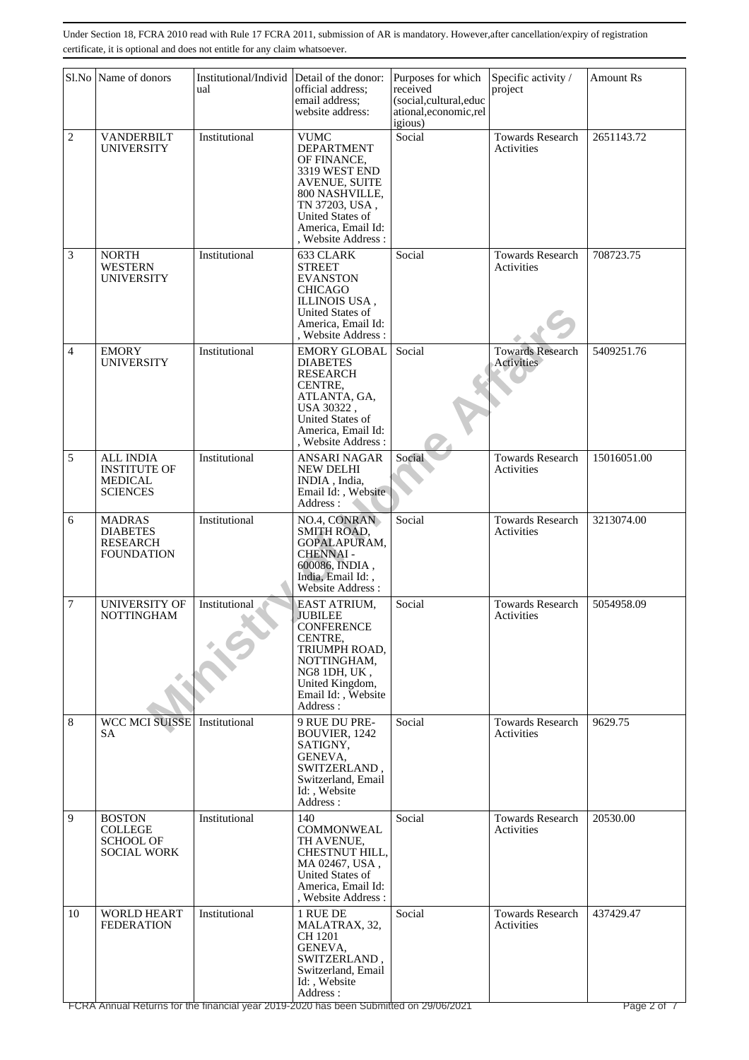Under Section 18, FCRA 2010 read with Rule 17 FCRA 2011, submission of AR is mandatory. However,after cancellation/expiry of registration certificate, it is optional and does not entitle for any claim whatsoever.

| Sl.No | Name of donors | Institutional/Individual | Detail of the donor: official address; email address; website address: | Purposes for which received (social,cultural,educational,economic,religious) | Specific activity / project | Amount Rs |
|---|---|---|---|---|---|---|
| 2 | VANDERBILT UNIVERSITY | Institutional | VUMC DEPARTMENT OF FINANCE, 3319 WEST END AVENUE, SUITE 800 NASHVILLE, TN 37203, USA , United States of America, Email Id: , Website Address : | Social | Towards Research Activities | 2651143.72 |
| 3 | NORTH WESTERN UNIVERSITY | Institutional | 633 CLARK STREET EVANSTON CHICAGO ILLINOIS USA , United States of America, Email Id: , Website Address : | Social | Towards Research Activities | 708723.75 |
| 4 | EMORY UNIVERSITY | Institutional | EMORY GLOBAL DIABETES RESEARCH CENTRE, ATLANTA, GA, USA 30322 , United States of America, Email Id: , Website Address : | Social | Towards Research Activities | 5409251.76 |
| 5 | ALL INDIA INSTITUTE OF MEDICAL SCIENCES | Institutional | ANSARI NAGAR NEW DELHI INDIA , India, Email Id: , Website Address : | Social | Towards Research Activities | 15016051.00 |
| 6 | MADRAS DIABETES RESEARCH FOUNDATION | Institutional | NO.4, CONRAN SMITH ROAD, GOPALAPURAM, CHENNAI - 600086, INDIA , India, Email Id: , Website Address : | Social | Towards Research Activities | 3213074.00 |
| 7 | UNIVERSITY OF NOTTINGHAM | Institutional | EAST ATRIUM, JUBILEE CONFERENCE CENTRE, TRIUMPH ROAD, NOTTINGHAM, NG8 1DH, UK , United Kingdom, Email Id: , Website Address : | Social | Towards Research Activities | 5054958.09 |
| 8 | WCC MCI SUISSE SA | Institutional | 9 RUE DU PRE-BOUVIER, 1242 SATIGNY, GENEVA, SWITZERLAND , Switzerland, Email Id: , Website Address : | Social | Towards Research Activities | 9629.75 |
| 9 | BOSTON COLLEGE SCHOOL OF SOCIAL WORK | Institutional | 140 COMMONWEALTH AVENUE, CHESTNUT HILL, MA 02467, USA , United States of America, Email Id: , Website Address : | Social | Towards Research Activities | 20530.00 |
| 10 | WORLD HEART FEDERATION | Institutional | 1 RUE DE MALATRAX, 32, CH 1201 GENEVA, SWITZERLAND , Switzerland, Email Id: , Website Address : | Social | Towards Research Activities | 437429.47 |

FCRA Annual Returns for the financial year 2019-2020 has been Submitted on 29/06/2021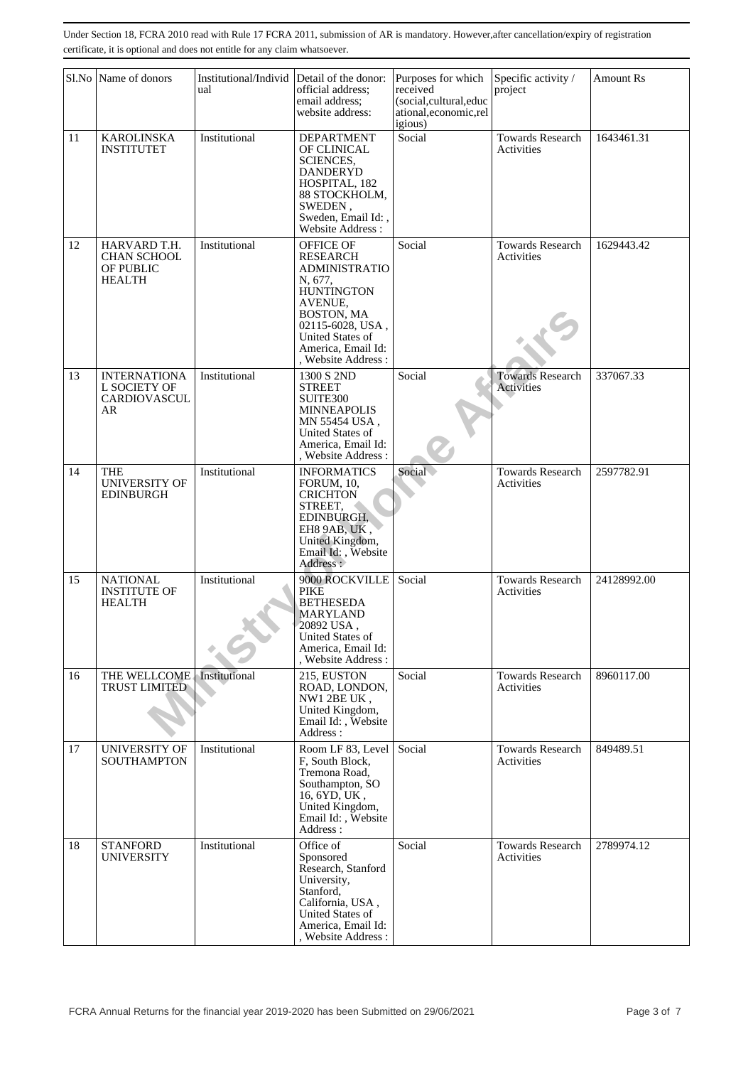Under Section 18, FCRA 2010 read with Rule 17 FCRA 2011, submission of AR is mandatory. However,after cancellation/expiry of registration certificate, it is optional and does not entitle for any claim whatsoever.

| Sl.No | Name of donors | Institutional/Individual | Detail of the donor: official address; email address; website address: | Purposes for which received (social,cultural,educational,economic,religious) | Specific activity / project | Amount Rs |
|---|---|---|---|---|---|---|
| 11 | KAROLINSKA INSTITUTET | Institutional | DEPARTMENT OF CLINICAL SCIENCES, DANDERYD HOSPITAL, 182 88 STOCKHOLM, SWEDEN , Sweden, Email Id: , Website Address : | Social | Towards Research Activities | 1643461.31 |
| 12 | HARVARD T.H. CHAN SCHOOL OF PUBLIC HEALTH | Institutional | OFFICE OF RESEARCH ADMINISTRATION, 677, HUNTINGTON AVENUE, BOSTON, MA 02115-6028, USA , United States of America, Email Id: , Website Address : | Social | Towards Research Activities | 1629443.42 |
| 13 | INTERNATIONAL SOCIETY OF CARDIOVASCULAR | Institutional | 1300 S 2ND STREET SUITE300 MINNEAPOLIS MN 55454 USA , United States of America, Email Id: , Website Address : | Social | Towards Research Activities | 337067.33 |
| 14 | THE UNIVERSITY OF EDINBURGH | Institutional | INFORMATICS FORUM, 10, CRICHTON STREET, EDINBURGH, EH8 9AB, UK , United Kingdom, Email Id: , Website Address : | Social | Towards Research Activities | 2597782.91 |
| 15 | NATIONAL INSTITUTE OF HEALTH | Institutional | 9000 ROCKVILLE PIKE BETHESEDA MARYLAND 20892 USA , United States of America, Email Id: , Website Address : | Social | Towards Research Activities | 24128992.00 |
| 16 | THE WELLCOME TRUST LIMITED | Institutional | 215, EUSTON ROAD, LONDON, NW1 2BE UK , United Kingdom, Email Id: , Website Address : | Social | Towards Research Activities | 8960117.00 |
| 17 | UNIVERSITY OF SOUTHAMPTON | Institutional | Room LF 83, Level F, South Block, Tremona Road, Southampton, SO 16, 6YD, UK , United Kingdom, Email Id: , Website Address : | Social | Towards Research Activities | 849489.51 |
| 18 | STANFORD UNIVERSITY | Institutional | Office of Sponsored Research, Stanford University, Stanford, California, USA , United States of America, Email Id: , Website Address : | Social | Towards Research Activities | 2789974.12 |

FCRA Annual Returns for the financial year 2019-2020 has been Submitted on 29/06/2021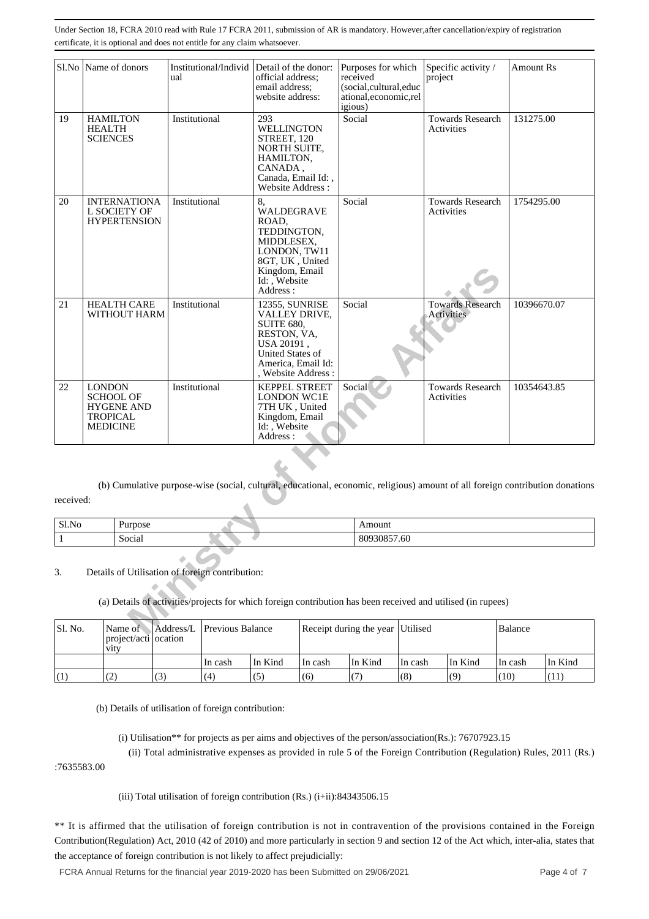Under Section 18, FCRA 2010 read with Rule 17 FCRA 2011, submission of AR is mandatory. However,after cancellation/expiry of registration certificate, it is optional and does not entitle for any claim whatsoever.

| Sl.No | Name of donors | Institutional/Individual | Detail of the donor: official address; email address; website address: | Purposes for which received (social,cultural,educational,economic,religious) | Specific activity / project | Amount Rs |
|---|---|---|---|---|---|---|
| 19 | HAMILTON HEALTH SCIENCES | Institutional | 293 WELLINGTON STREET, 120 NORTH SUITE, HAMILTON, CANADA , Canada, Email Id: , Website Address : | Social | Towards Research Activities | 131275.00 |
| 20 | INTERNATIONAL SOCIETY OF HYPERTENSION | Institutional | 8, WALDEGRAVE ROAD, TEDDINGTON, MIDDLESEX, LONDON, TW11 8GT, UK , United Kingdom, Email Id: , Website Address : | Social | Towards Research Activities | 1754295.00 |
| 21 | HEALTH CARE WITHOUT HARM | Institutional | 12355, SUNRISE VALLEY DRIVE, SUITE 680, RESTON, VA, USA 20191 , United States of America, Email Id: , Website Address : | Social | Towards Research Activities | 10396670.07 |
| 22 | LONDON SCHOOL OF HYGENE AND TROPICAL MEDICINE | Institutional | KEPPEL STREET LONDON WC1E 7TH UK , United Kingdom, Email Id: , Website Address : | Social | Towards Research Activities | 10354643.85 |

(b) Cumulative purpose-wise (social, cultural, educational, economic, religious) amount of all foreign contribution donations received:

| Sl.No | Purpose | Amount |
|---|---|---|
| 1 | Social | 80930857.60 |

3. Details of Utilisation of foreign contribution:

(a) Details of activities/projects for which foreign contribution has been received and utilised (in rupees)

| Sl. No. | Name of project/activity | Address/Location | Previous Balance | | Receipt during the year | | Utilised | | Balance | |
|---|---|---|---|---|---|---|---|---|---|---|
| | | | In cash | In Kind | In cash | In Kind | In cash | In Kind | In cash | In Kind |
| (1) | (2) | (3) | (4) | (5) | (6) | (7) | (8) | (9) | (10) | (11) |

(b) Details of utilisation of foreign contribution:

(i) Utilisation** for projects as per aims and objectives of the person/association(Rs.): 76707923.15

(ii) Total administrative expenses as provided in rule 5 of the Foreign Contribution (Regulation) Rules, 2011 (Rs.) :7635583.00

(iii) Total utilisation of foreign contribution (Rs.) (i+ii):84343506.15

** It is affirmed that the utilisation of foreign contribution is not in contravention of the provisions contained in the Foreign Contribution(Regulation) Act, 2010 (42 of 2010) and more particularly in section 9 and section 12 of the Act which, inter-alia, states that the acceptance of foreign contribution is not likely to affect prejudicially:

FCRA Annual Returns for the financial year 2019-2020 has been Submitted on 29/06/2021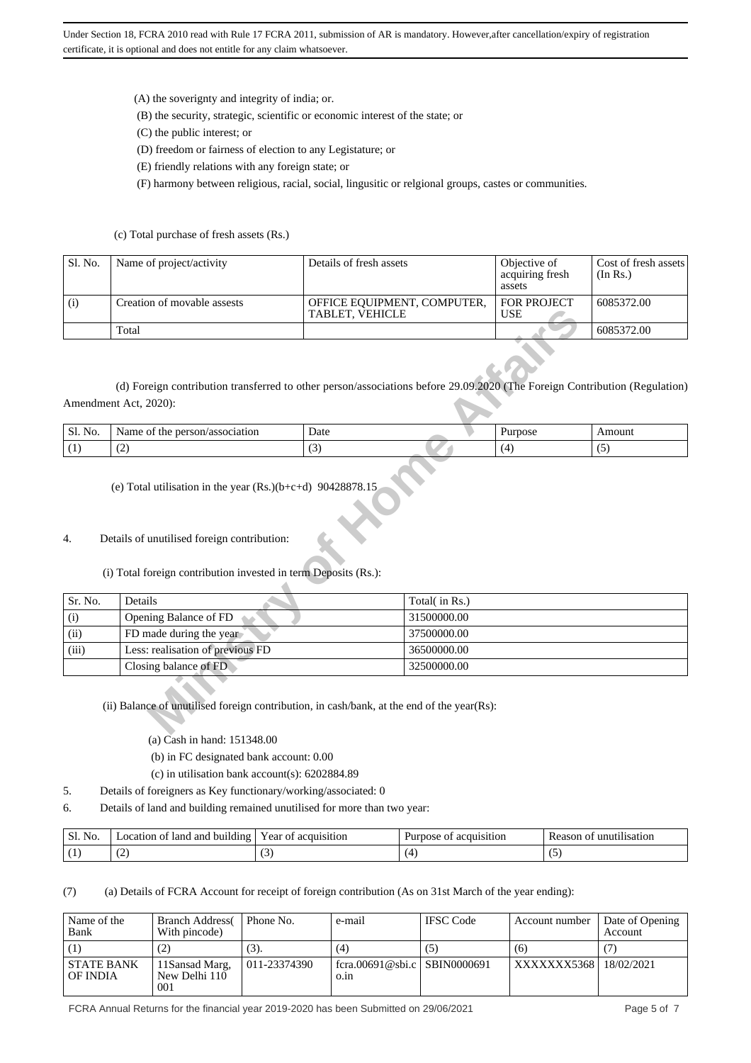Under Section 18, FCRA 2010 read with Rule 17 FCRA 2011, submission of AR is mandatory. However,after cancellation/expiry of registration certificate, it is optional and does not entitle for any claim whatsoever.

(A) the soverignty and integrity of india; or.

(B) the security, strategic, scientific or economic interest of the state; or

(C) the public interest; or

(D) freedom or fairness of election to any Legistature; or

(E) friendly relations with any foreign state; or

(F) harmony between religious, racial, social, lingusitic or relgional groups, castes or communities.

(c) Total purchase of fresh assets (Rs.)

| Sl. No. | Name of project/activity | Details of fresh assets | Objective of acquiring fresh assets | Cost of fresh assets (In Rs.) |
|---|---|---|---|---|
| (i) | Creation of movable assests | OFFICE EQUIPMENT, COMPUTER, TABLET, VEHICLE | FOR PROJECT USE | 6085372.00 |
| | Total | | | 6085372.00 |

(d) Foreign contribution transferred to other person/associations before 29.09.2020 (The Foreign Contribution (Regulation) Amendment Act, 2020):

| Sl. No. | Name of the person/association | Date | Purpose | Amount |
|---|---|---|---|---|
| (1) | (2) | (3) | (4) | (5) |

(e) Total utilisation in the year (Rs.)(b+c+d) 90428878.15

4. Details of unutilised foreign contribution:

(i) Total foreign contribution invested in term Deposits (Rs.):

| Sr. No. | Details | Total( in Rs.) |
|---|---|---|
| (i) | Opening Balance of FD | 31500000.00 |
| (ii) | FD made during the year | 37500000.00 |
| (iii) | Less: realisation of previous FD | 36500000.00 |
| | Closing balance of FD | 32500000.00 |

(ii) Balance of unutilised foreign contribution, in cash/bank, at the end of the year(Rs):

(a) Cash in hand: 151348.00

(b) in FC designated bank account: 0.00

(c) in utilisation bank account(s): 6202884.89

5. Details of foreigners as Key functionary/working/associated: 0

6. Details of land and building remained unutilised for more than two year:

| Sl. No. | Location of land and building | Year of acquisition | Purpose of acquisition | Reason of unutilisation |
|---|---|---|---|---|
| (1) | (2) | (3) | (4) | (5) |

(7) (a) Details of FCRA Account for receipt of foreign contribution (As on 31st March of the year ending):

| Name of the Bank | Branch Address( With pincode) | Phone No. | e-mail | IFSC Code | Account number | Date of Opening Account |
|---|---|---|---|---|---|---|
| (1) | (2) | (3). | (4) | (5) | (6) | (7) |
| STATE BANK OF INDIA | 11Sansad Marg, New Delhi 110 001 | 011-23374390 | fcra.00691@sbi.co.in | SBIN0000691 | XXXXXXX5368 | 18/02/2021 |

FCRA Annual Returns for the financial year 2019-2020 has been Submitted on 29/06/2021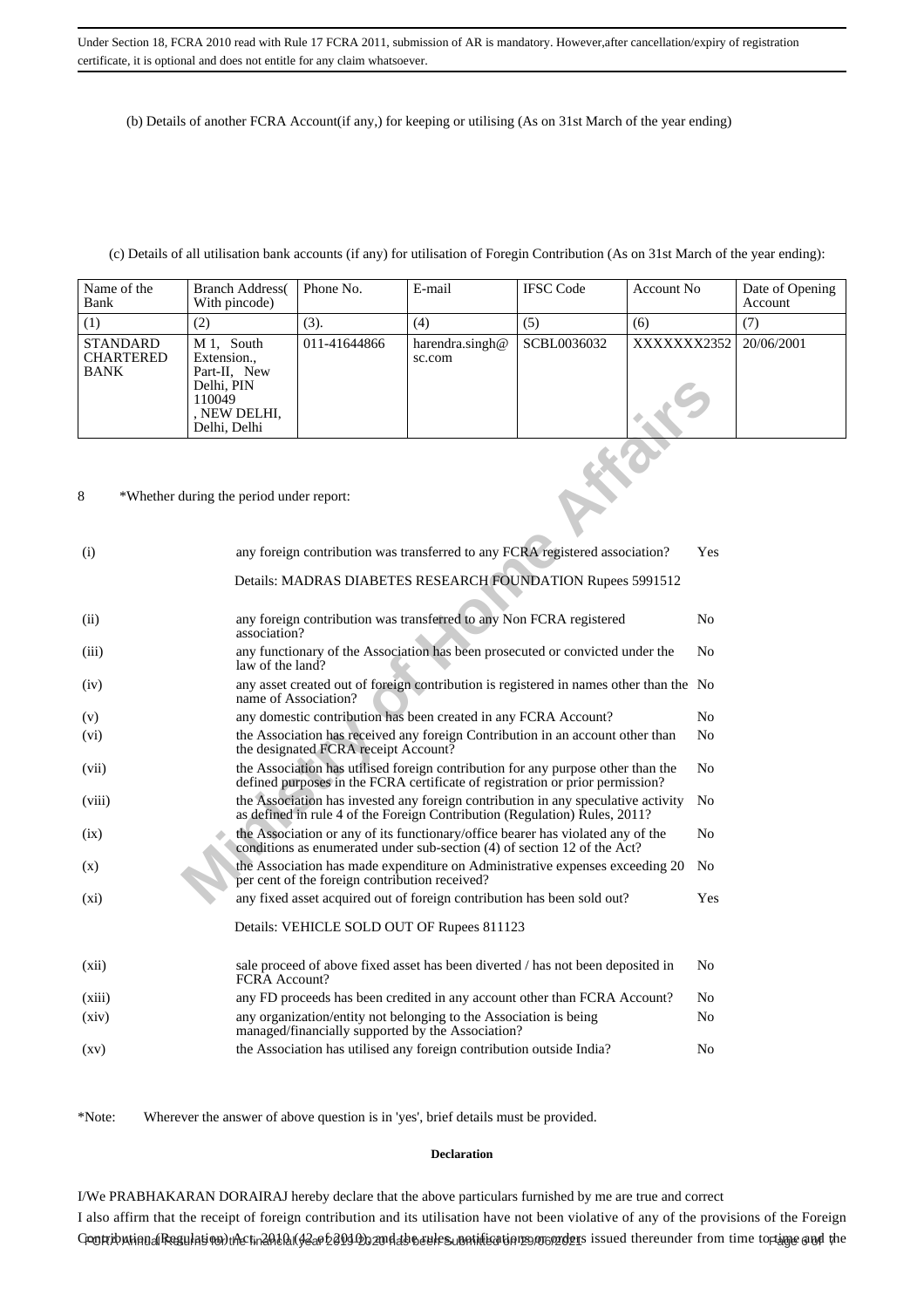Under Section 18, FCRA 2010 read with Rule 17 FCRA 2011, submission of AR is mandatory. However,after cancellation/expiry of registration certificate, it is optional and does not entitle for any claim whatsoever.

(b) Details of another FCRA Account(if any,) for keeping or utilising (As on 31st March of the year ending)

(c) Details of all utilisation bank accounts (if any) for utilisation of Foregin Contribution (As on 31st March of the year ending):

| Name of the Bank | Branch Address( With pincode) | Phone No. | E-mail | IFSC Code | Account No | Date of Opening Account |
|---|---|---|---|---|---|---|
| (1) | (2) | (3). | (4) | (5) | (6) | (7) |
| STANDARD CHARTERED BANK | M 1, South Extension., Part-II, New Delhi, PIN 110049 , NEW DELHI, Delhi, Delhi | 011-41644866 | harendra.singh@sc.com | SCBL0036032 | XXXXXXX2352 | 20/06/2001 |

8 *Whether during the period under report:

| | | |
|---|---|---|
| (i) | any foreign contribution was transferred to any FCRA registered association?<br>Details: MADRAS DIABETES RESEARCH FOUNDATION Rupees 5991512 | Yes |
| (ii) | any foreign contribution was transferred to any Non FCRA registered association? | No |
| (iii) | any functionary of the Association has been prosecuted or convicted under the law of the land? | No |
| (iv) | any asset created out of foreign contribution is registered in names other than the name of Association? | No |
| (v) | any domestic contribution has been created in any FCRA Account? | No |
| (vi) | the Association has received any foreign Contribution in an account other than the designated FCRA receipt Account? | No |
| (vii) | the Association has utilised foreign contribution for any purpose other than the defined purposes in the FCRA certificate of registration or prior permission? | No |
| (viii) | the Association has invested any foreign contribution in any speculative activity as defined in rule 4 of the Foreign Contribution (Regulation) Rules, 2011? | No |
| (ix) | the Association or any of its functionary/office bearer has violated any of the conditions as enumerated under sub-section (4) of section 12 of the Act? | No |
| (x) | the Association has made expenditure on Administrative expenses exceeding 20 per cent of the foreign contribution received? | No |
| (xi) | any fixed asset acquired out of foreign contribution has been sold out?<br>Details: VEHICLE SOLD OUT OF Rupees 811123 | Yes |
| (xii) | sale proceed of above fixed asset has been diverted / has not been deposited in FCRA Account? | No |
| (xiii) | any FD proceeds has been credited in any account other than FCRA Account? | No |
| (xiv) | any organization/entity not belonging to the Association is being managed/financially supported by the Association? | No |
| (xv) | the Association has utilised any foreign contribution outside India? | No |

*Note: Wherever the answer of above question is in 'yes', brief details must be provided.

**Declaration**

I/We PRABHAKARAN DORAIRAJ hereby declare that the above particulars furnished by me are true and correct

I also affirm that the receipt of foreign contribution and its utilisation have not been violative of any of the provisions of the Foreign Contribution (Regulation) Act, 2010 (42 of 2010) and the rules, notifications or orders issued thereunder from time to time and the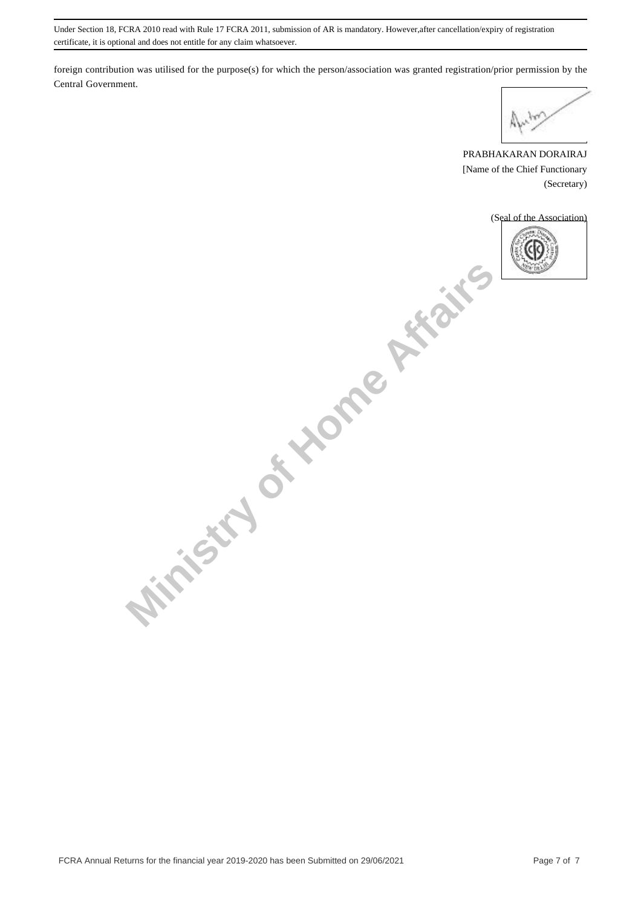foreign contribution was utilised for the purpose(s) for which the person/association was granted registration/prior permission by the Central Government.

PRABHAKARAN DORAIRAJ
[Name of the Chief Functionary
(Secretary)

(Seal of the Association)